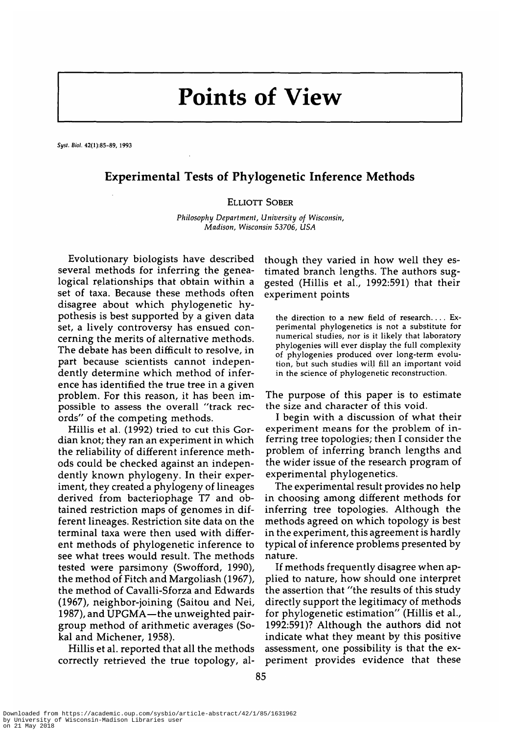# Points of View

Syst. Biol. 42(1):85–89, 1993

## Experimental Tests of Phylogenetic Inference Methods

ELLIOTT SOBER

*Philosophy Department, University of Wisconsin, Madison, Wisconsin 53706, USA*

Evolutionary biologists have described several methods for inferring the genealogical relationships that obtain within a set of taxa. Because these methods often disagree about which phylogenetic hypothesis is best supported by a given data set, a lively controversy has ensued concerning the merits of alternative methods. The debate has been difficult to resolve, in part because scientists cannot independently determine which method of inference has identified the true tree in a given problem. For this reason, it has been impossible to assess the overall "track records" of the competing methods.

Hillis et al. (1992) tried to cut this Gordian knot; they ran an experiment in which the reliability of different inference methods could be checked against an independently known phylogeny. In their experiment, they created a phylogeny of lineages derived from bacteriophage T7 and obtained restriction maps of genomes in different lineages. Restriction site data on the terminal taxa were then used with different methods of phylogenetic inference to see what trees would result. The methods tested were parsimony (Swofford, 1990), the method of Fitch and Margoliash (1967), the method of Cavalli-Sforza and Edwards (1967), neighbor-joining (Saitou and Nei, 1987), and UPGMA—the unweighted pair-group method of arithmetic averages (Sokal and Michener, 1958).

Hillis et al. reported that all the methods correctly retrieved the true topology, although they varied in how well they estimated branch lengths. The authors suggested (Hillis et al., 1992:591) that their experiment points

> the direction to a new field of research.... Experimental phylogenetics is not a substitute for numerical studies, nor is it likely that laboratory phylogenies will ever display the full complexity of phylogenies produced over long-term evolution, but such studies will fill an important void in the science of phylogenetic reconstruction.

The purpose of this paper is to estimate the size and character of this void.

I begin with a discussion of what their experiment means for the problem of inferring tree topologies; then I consider the problem of inferring branch lengths and the wider issue of the research program of experimental phylogenetics.

The experimental result provides no help in choosing among different methods for inferring tree topologies. Although the methods agreed on which topology is best in the experiment, this agreement is hardly typical of inference problems presented by nature.

If methods frequently disagree when applied to nature, how should one interpret the assertion that "the results of this study directly support the legitimacy of methods for phylogenetic estimation" (Hillis et al., 1992:591)? Although the authors did not indicate what they meant by this positive assessment, one possibility is that the experiment provides evidence that these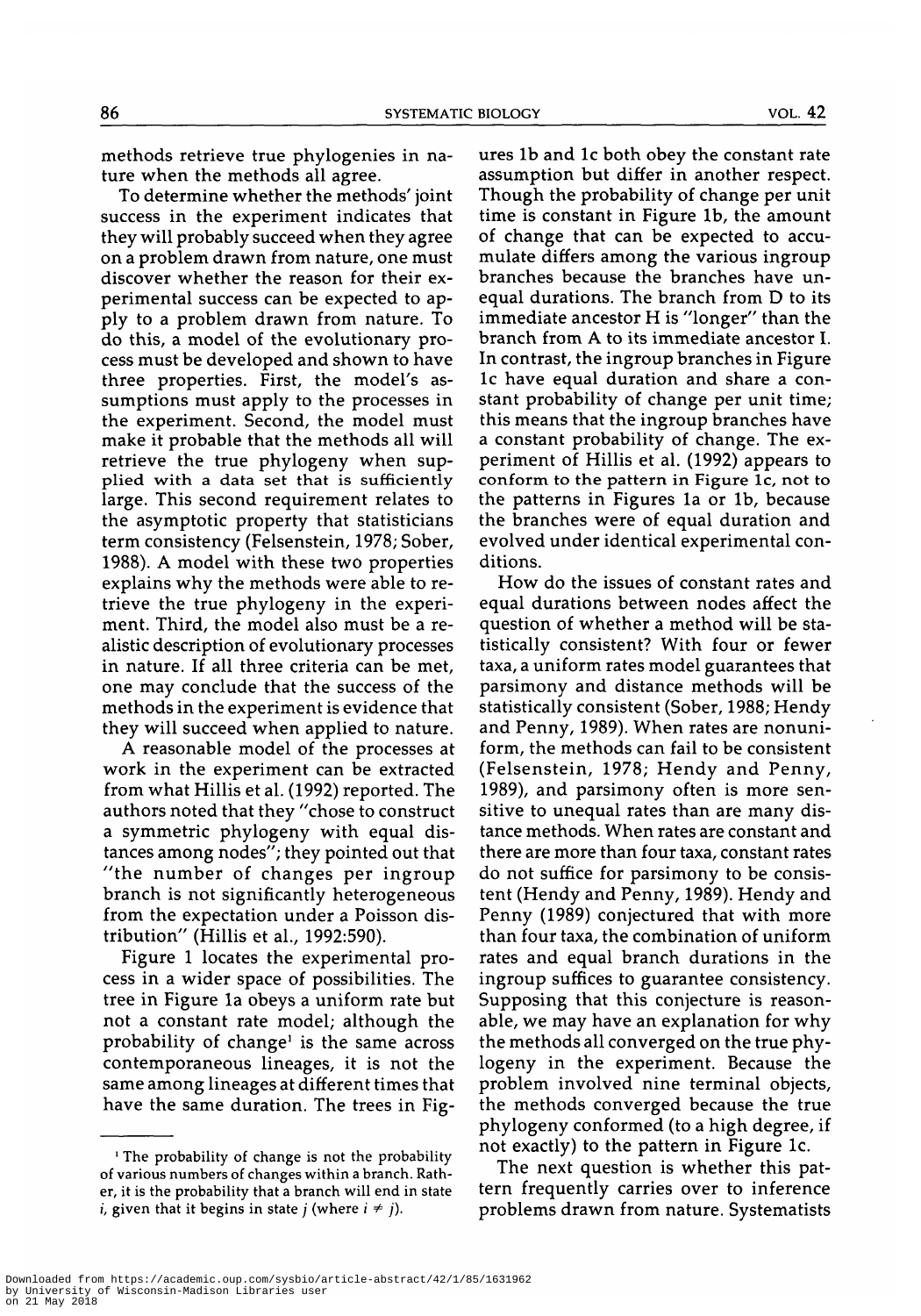methods retrieve true phylogenies in nature when the methods all agree.

To determine whether the methods' joint success in the experiment indicates that they will probably succeed when they agree on a problem drawn from nature, one must discover whether the reason for their experimental success can be expected to apply to a problem drawn from nature. To do this, a model of the evolutionary process must be developed and shown to have three properties. First, the model's assumptions must apply to the processes in the experiment. Second, the model must make it probable that the methods all will retrieve the true phylogeny when supplied with a data set that is sufficiently large. This second requirement relates to the asymptotic property that statisticians term consistency (Felsenstein, 1978; Sober, 1988). A model with these two properties explains why the methods were able to retrieve the true phylogeny in the experiment. Third, the model also must be a realistic description of evolutionary processes in nature. If all three criteria can be met, one may conclude that the success of the methods in the experiment is evidence that they will succeed when applied to nature.

A reasonable model of the processes at work in the experiment can be extracted from what Hillis et al. (1992) reported. The authors noted that they "chose to construct a symmetric phylogeny with equal distances among nodes"; they pointed out that "the number of changes per ingroup branch is not significantly heterogeneous from the expectation under a Poisson distribution" (Hillis et al., 1992:590).

Figure 1 locates the experimental process in a wider space of possibilities. The tree in Figure 1a obeys a uniform rate but not a constant rate model; although the probability of change[1] is the same across contemporaneous lineages, it is not the same among lineages at different times that have the same duration. The trees in Figures 1b and 1c both obey the constant rate assumption but differ in another respect. Though the probability of change per unit time is constant in Figure 1b, the amount of change that can be expected to accumulate differs among the various ingroup branches because the branches have unequal durations. The branch from D to its immediate ancestor H is "longer" than the branch from A to its immediate ancestor I. In contrast, the ingroup branches in Figure 1c have equal duration and share a constant probability of change per unit time; this means that the ingroup branches have a constant probability of change. The experiment of Hillis et al. (1992) appears to conform to the pattern in Figure 1c, not to the patterns in Figures 1a or 1b, because the branches were of equal duration and evolved under identical experimental conditions.

How do the issues of constant rates and equal durations between nodes affect the question of whether a method will be statistically consistent? With four or fewer taxa, a uniform rates model guarantees that parsimony and distance methods will be statistically consistent (Sober, 1988; Hendy and Penny, 1989). When rates are nonuniform, the methods can fail to be consistent (Felsenstein, 1978; Hendy and Penny, 1989), and parsimony often is more sensitive to unequal rates than are many distance methods. When rates are constant and there are more than four taxa, constant rates do not suffice for parsimony to be consistent (Hendy and Penny, 1989). Hendy and Penny (1989) conjectured that with more than four taxa, the combination of uniform rates and equal branch durations in the ingroup suffices to guarantee consistency. Supposing that this conjecture is reasonable, we may have an explanation for why the methods all converged on the true phylogeny in the experiment. Because the problem involved nine terminal objects, the methods converged because the true phylogeny conformed (to a high degree, if not exactly) to the pattern in Figure 1c.

The next question is whether this pattern frequently carries over to inference problems drawn from nature. Systematists

[1] The probability of change is not the probability of various numbers of changes within a branch. Rather, it is the probability that a branch will end in state $i$, given that it begins in state $j$ (where $i \neq j$).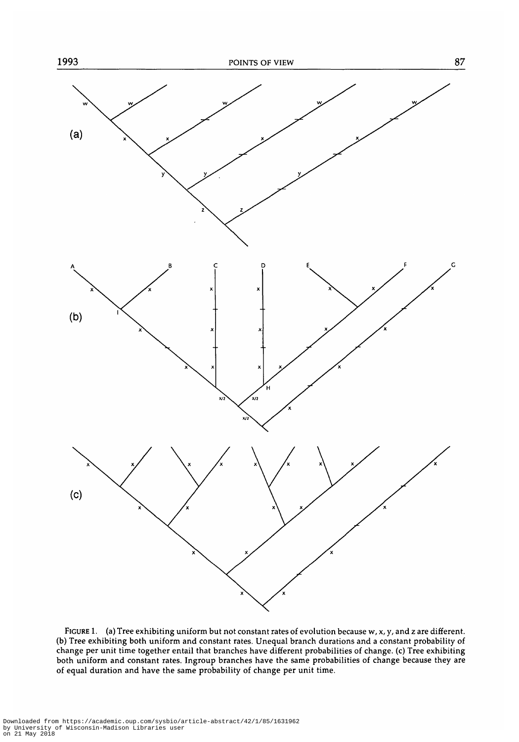FIGURE 1. (a) Tree exhibiting uniform but not constant rates of evolution because w, x, y, and z are different. (b) Tree exhibiting both uniform and constant rates. Unequal branch durations and a constant probability of change per unit time together entail that branches have different probabilities of change. (c) Tree exhibiting both uniform and constant rates. Ingroup branches have the same probabilities of change because they are of equal duration and have the same probability of change per unit time.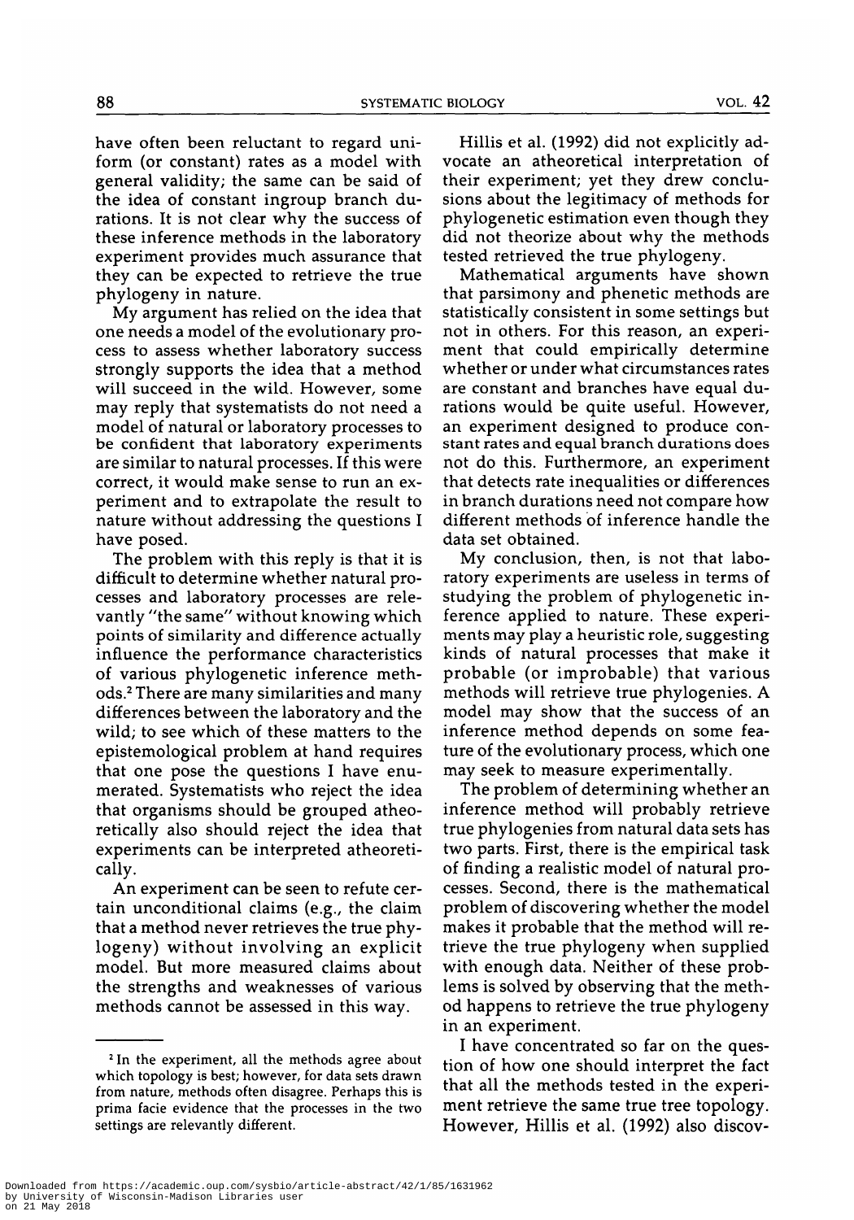have often been reluctant to regard uniform (or constant) rates as a model with general validity; the same can be said of the idea of constant ingroup branch durations. It is not clear why the success of these inference methods in the laboratory experiment provides much assurance that they can be expected to retrieve the true phylogeny in nature.

My argument has relied on the idea that one needs a model of the evolutionary process to assess whether laboratory success strongly supports the idea that a method will succeed in the wild. However, some may reply that systematists do not need a model of natural or laboratory processes to be confident that laboratory experiments are similar to natural processes. If this were correct, it would make sense to run an experiment and to extrapolate the result to nature without addressing the questions I have posed.

The problem with this reply is that it is difficult to determine whether natural processes and laboratory processes are relevantly "the same" without knowing which points of similarity and difference actually influence the performance characteristics of various phylogenetic inference methods.[2] There are many similarities and many differences between the laboratory and the wild; to see which of these matters to the epistemological problem at hand requires that one pose the questions I have enumerated. Systematists who reject the idea that organisms should be grouped atheoretically also should reject the idea that experiments can be interpreted atheoretically.

An experiment can be seen to refute certain unconditional claims (e.g., the claim that a method never retrieves the true phylogeny) without involving an explicit model. But more measured claims about the strengths and weaknesses of various methods cannot be assessed in this way.

Hillis et al. (1992) did not explicitly advocate an atheoretical interpretation of their experiment; yet they drew conclusions about the legitimacy of methods for phylogenetic estimation even though they did not theorize about why the methods tested retrieved the true phylogeny.

Mathematical arguments have shown that parsimony and phenetic methods are statistically consistent in some settings but not in others. For this reason, an experiment that could empirically determine whether or under what circumstances rates are constant and branches have equal durations would be quite useful. However, an experiment designed to produce constant rates and equal branch durations does not do this. Furthermore, an experiment that detects rate inequalities or differences in branch durations need not compare how different methods of inference handle the data set obtained.

My conclusion, then, is not that laboratory experiments are useless in terms of studying the problem of phylogenetic inference applied to nature. These experiments may play a heuristic role, suggesting kinds of natural processes that make it probable (or improbable) that various methods will retrieve true phylogenies. A model may show that the success of an inference method depends on some feature of the evolutionary process, which one may seek to measure experimentally.

The problem of determining whether an inference method will probably retrieve true phylogenies from natural data sets has two parts. First, there is the empirical task of finding a realistic model of natural processes. Second, there is the mathematical problem of discovering whether the model makes it probable that the method will retrieve the true phylogeny when supplied with enough data. Neither of these problems is solved by observing that the method happens to retrieve the true phylogeny in an experiment.

I have concentrated so far on the question of how one should interpret the fact that all the methods tested in the experiment retrieve the same true tree topology. However, Hillis et al. (1992) also discov-

[2] In the experiment, all the methods agree about which topology is best; however, for data sets drawn from nature, methods often disagree. Perhaps this is prima facie evidence that the processes in the two settings are relevantly different.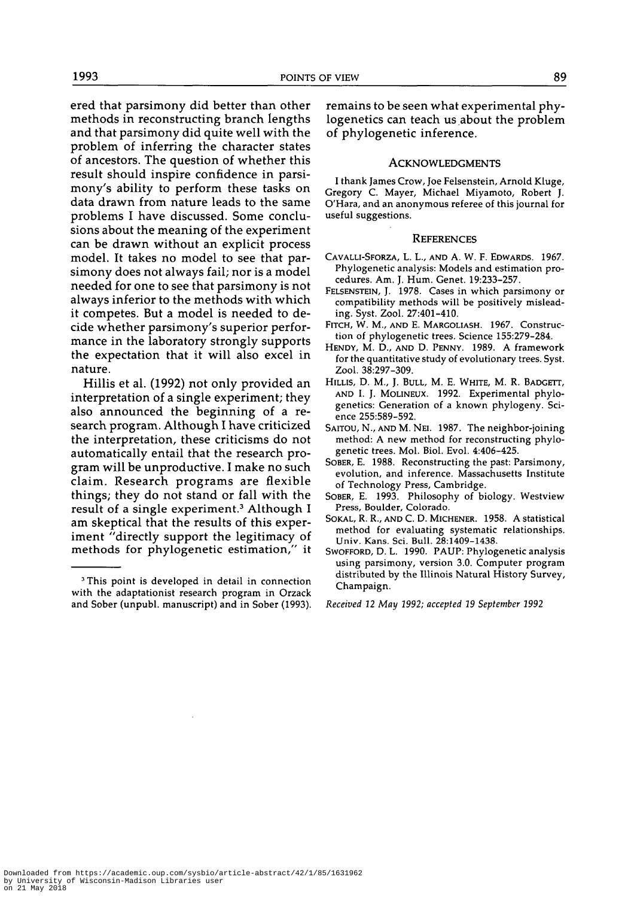ered that parsimony did better than other methods in reconstructing branch lengths and that parsimony did quite well with the problem of inferring the character states of ancestors. The question of whether this result should inspire confidence in parsimony's ability to perform these tasks on data drawn from nature leads to the same problems I have discussed. Some conclusions about the meaning of the experiment can be drawn without an explicit process model. It takes no model to see that parsimony does not always fail; nor is a model needed for one to see that parsimony is not always inferior to the methods with which it competes. But a model is needed to decide whether parsimony's superior performance in the laboratory strongly supports the expectation that it will also excel in nature.

Hillis et al. (1992) not only provided an interpretation of a single experiment; they also announced the beginning of a research program. Although I have criticized the interpretation, these criticisms do not automatically entail that the research program will be unproductive. I make no such claim. Research programs are flexible things; they do not stand or fall with the result of a single experiment.[3] Although I am skeptical that the results of this experiment "directly support the legitimacy of methods for phylogenetic estimation," it remains to be seen what experimental phylogenetics can teach us about the problem of phylogenetic inference.

[3] This point is developed in detail in connection with the adaptationist research program in Orzack and Sober (unpubl. manuscript) and in Sober (1993).

## Acknowledgments

I thank James Crow, Joe Felsenstein, Arnold Kluge, Gregory C. Mayer, Michael Miyamoto, Robert J. O'Hara, and an anonymous referee of this journal for useful suggestions.

## References

Cavalli-Sforza, L. L., and A. W. F. Edwards. 1967. Phylogenetic analysis: Models and estimation procedures. Am. J. Hum. Genet. 19:233–257.

Felsenstein, J. 1978. Cases in which parsimony or compatibility methods will be positively misleading. Syst. Zool. 27:401–410.

Fitch, W. M., and E. Margoliash. 1967. Construction of phylogenetic trees. Science 155:279–284.

Hendy, M. D., and D. Penny. 1989. A framework for the quantitative study of evolutionary trees. Syst. Zool. 38:297–309.

Hillis, D. M., J. Bull, M. E. White, M. R. Badgett, and I. J. Molineux. 1992. Experimental phylogenetics: Generation of a known phylogeny. Science 255:589–592.

Saitou, N., and M. Nei. 1987. The neighbor-joining method: A new method for reconstructing phylogenetic trees. Mol. Biol. Evol. 4:406–425.

Sober, E. 1988. Reconstructing the past: Parsimony, evolution, and inference. Massachusetts Institute of Technology Press, Cambridge.

Sober, E. 1993. Philosophy of biology. Westview Press, Boulder, Colorado.

Sokal, R. R., and C. D. Michener. 1958. A statistical method for evaluating systematic relationships. Univ. Kans. Sci. Bull. 28:1409–1438.

Swofford, D. L. 1990. PAUP: Phylogenetic analysis using parsimony, version 3.0. Computer program distributed by the Illinois Natural History Survey, Champaign.

*Received 12 May 1992; accepted 19 September 1992*